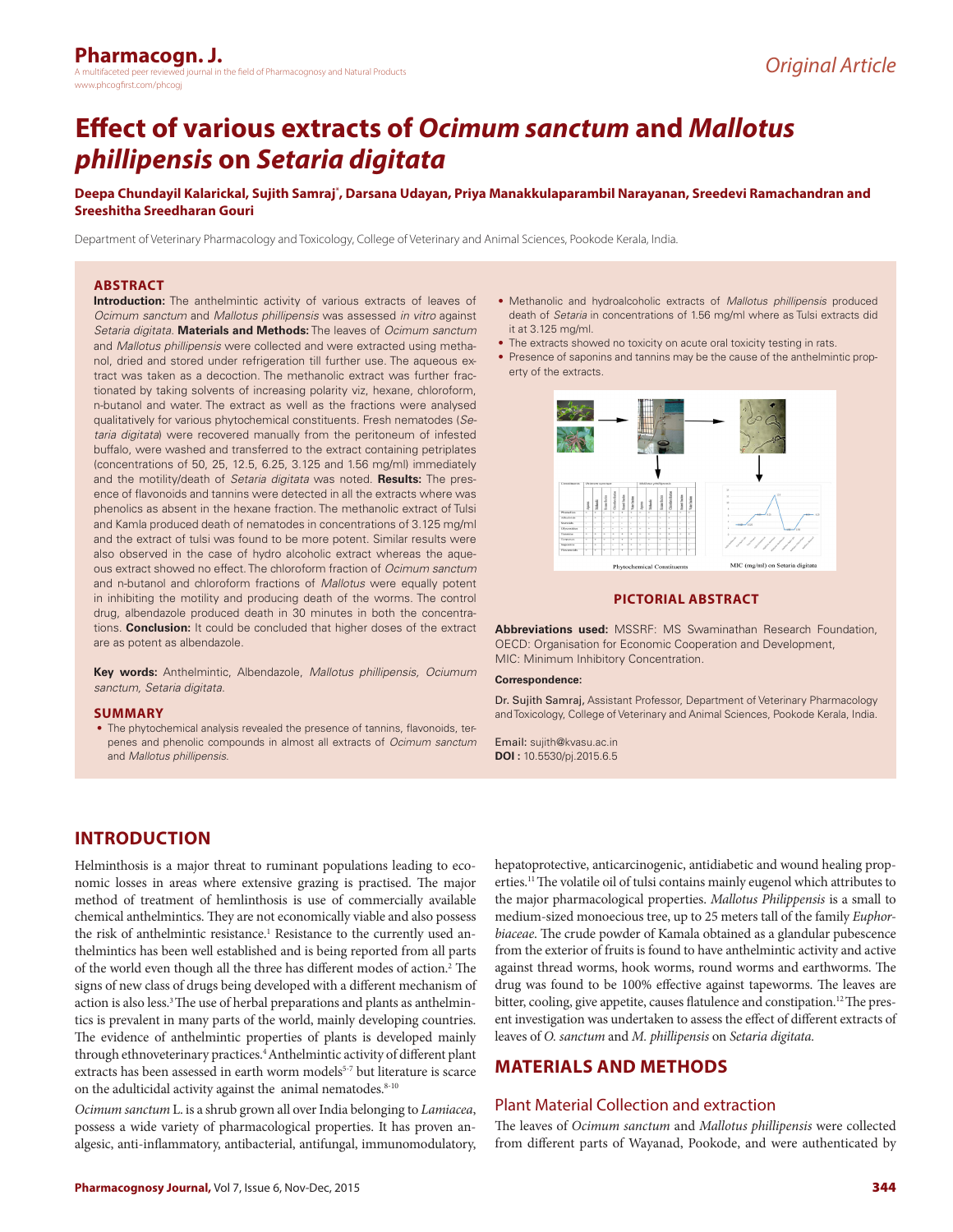# Effect of various extracts of *Ocimum sanctum* and *Mallotus phillipensis* on *Setaria digitata*

**Deepa Chundayil Kalarickal, Sujith Samraj*, Darsana Udayan, Priya Manakkulaparambil Narayanan, Sreedevi Ramachandran and Sreeshitha Sreedharan Gouri**

Department of Veterinary Pharmacology and Toxicology, College of Veterinary and Animal Sciences, Pookode Kerala, India.

## ABSTRACT

**Introduction:** The anthelmintic activity of various extracts of leaves of *Ocimum sanctum* and *Mallotus phillipensis* was assessed *in vitro* against *Setaria digitata*. **Materials and Methods:** The leaves of *Ocimum sanctum* and *Mallotus phillipensis* were collected and were extracted using methanol, dried and stored under refrigeration till further use. The aqueous extract was taken as a decoction. The methanolic extract was further fractionated by taking solvents of increasing polarity viz, hexane, chloroform, n-butanol and water. The extract as well as the fractions were analysed qualitatively for various phytochemical constituents. Fresh nematodes (*Setaria digitata*) were recovered manually from the peritoneum of infested buffalo, were washed and transferred to the extract containing petriplates (concentrations of 50, 25, 12.5, 6.25, 3.125 and 1.56 mg/ml) immediately and the motility/death of *Setaria digitata* was noted. **Results:** The presence of flavonoids and tannins were detected in all the extracts where was phenolics as absent in the hexane fraction. The methanolic extract of Tulsi and Kamla produced death of nematodes in concentrations of 3.125 mg/ml and the extract of tulsi was found to be more potent. Similar results were also observed in the case of hydro alcoholic extract whereas the aqueous extract showed no effect. The chloroform fraction of *Ocimum sanctum* and n-butanol and chloroform fractions of *Mallotus* were equally potent in inhibiting the motility and producing death of the worms. The control drug, albendazole produced death in 30 minutes in both the concentrations. **Conclusion:** It could be concluded that higher doses of the extract are as potent as albendazole.

**Key words:** Anthelmintic, Albendazole, *Mallotus phillipensis*, *Ociumum sanctum*, *Setaria digitata*.

## SUMMARY

- The phytochemical analysis revealed the presence of tannins, flavonoids, terpenes and phenolic compounds in almost all extracts of *Ocimum sanctum* and *Mallotus phillipensis*.
- Methanolic and hydroalcoholic extracts of *Mallotus phillipensis* produced death of *Setaria* in concentrations of 1.56 mg/ml where as Tulsi extracts did it at 3.125 mg/ml.
- The extracts showed no toxicity on acute oral toxicity testing in rats.
- Presence of saponins and tannins may be the cause of the anthelmintic property of the extracts.

**PICTORIAL ABSTRACT**

**Abbreviations used:** MSSRF: MS Swaminathan Research Foundation, OECD: Organisation for Economic Cooperation and Development, MIC: Minimum Inhibitory Concentration.

**Correspondence:**

Dr. Sujith Samraj, Assistant Professor, Department of Veterinary Pharmacology and Toxicology, College of Veterinary and Animal Sciences, Pookode Kerala, India.

Email: sujith@kvasu.ac.in
**DOI :** 10.5530/pj.2015.6.5

## INTRODUCTION

Helminthosis is a major threat to ruminant populations leading to economic losses in areas where extensive grazing is practised. The major method of treatment of hemlinthosis is use of commercially available chemical anthelmintics. They are not economically viable and also possess the risk of anthelmintic resistance.[1] Resistance to the currently used anthelmintics has been well established and is being reported from all parts of the world even though all the three has different modes of action.[2] The signs of new class of drugs being developed with a different mechanism of action is also less.[3] The use of herbal preparations and plants as anthelmintics is prevalent in many parts of the world, mainly developing countries. The evidence of anthelmintic properties of plants is developed mainly through ethnoveterinary practices.[4] Anthelmintic activity of different plant extracts has been assessed in earth worm models[5-7] but literature is scarce on the adulticidal activity against the animal nematodes.[8-10]

*Ocimum sanctum* L. is a shrub grown all over India belonging to *Lamiacea*, possess a wide variety of pharmacological properties. It has proven analgesic, anti-inflammatory, antibacterial, antifungal, immunomodulatory, hepatoprotective, anticarcinogenic, antidiabetic and wound healing properties.[11] The volatile oil of tulsi contains mainly eugenol which attributes to the major pharmacological properties. *Mallotus Philippensis* is a small to medium-sized monoecious tree, up to 25 meters tall of the family *Euphorbiaceae*. The crude powder of Kamala obtained as a glandular pubescence from the exterior of fruits is found to have anthelmintic activity and active against thread worms, hook worms, round worms and earthworms. The drug was found to be 100% effective against tapeworms. The leaves are bitter, cooling, give appetite, causes flatulence and constipation.[12] The present investigation was undertaken to assess the effect of different extracts of leaves of *O. sanctum* and *M. phillipensis* on *Setaria digitata*.

## MATERIALS AND METHODS

### Plant Material Collection and extraction

The leaves of *Ocimum sanctum* and *Mallotus phillipensis* were collected from different parts of Wayanad, Pookode, and were authenticated by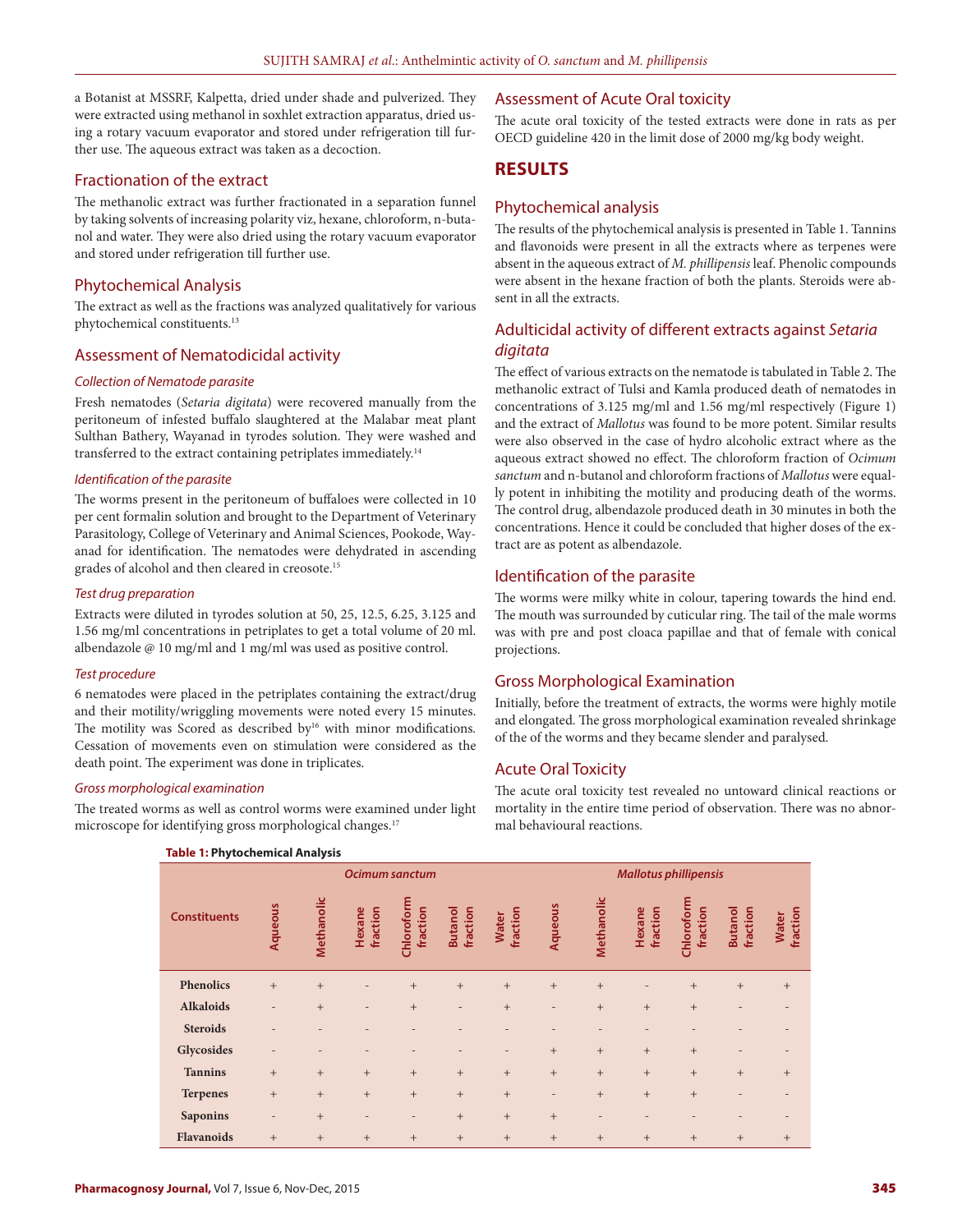a Botanist at MSSRF, Kalpetta, dried under shade and pulverized. They were extracted using methanol in soxhlet extraction apparatus, dried using a rotary vacuum evaporator and stored under refrigeration till further use. The aqueous extract was taken as a decoction.

## Fractionation of the extract

The methanolic extract was further fractionated in a separation funnel by taking solvents of increasing polarity viz, hexane, chloroform, n-butanol and water. They were also dried using the rotary vacuum evaporator and stored under refrigeration till further use.

## Phytochemical Analysis

The extract as well as the fractions was analyzed qualitatively for various phytochemical constituents.[13]

## Assessment of Nematodicidal activity

### *Collection of Nematode parasite*

Fresh nematodes (*Setaria digitata*) were recovered manually from the peritoneum of infested buffalo slaughtered at the Malabar meat plant Sulthan Bathery, Wayanad in tyrodes solution. They were washed and transferred to the extract containing petriplates immediately.[14]

### *Identification of the parasite*

The worms present in the peritoneum of buffaloes were collected in 10 per cent formalin solution and brought to the Department of Veterinary Parasitology, College of Veterinary and Animal Sciences, Pookode, Wayanad for identification. The nematodes were dehydrated in ascending grades of alcohol and then cleared in creosote.[15]

### *Test drug preparation*

Extracts were diluted in tyrodes solution at 50, 25, 12.5, 6.25, 3.125 and 1.56 mg/ml concentrations in petriplates to get a total volume of 20 ml. albendazole @ 10 mg/ml and 1 mg/ml was used as positive control.

### *Test procedure*

6 nematodes were placed in the petriplates containing the extract/drug and their motility/wriggling movements were noted every 15 minutes. The motility was Scored as described by[16] with minor modifications. Cessation of movements even on stimulation were considered as the death point. The experiment was done in triplicates.

### *Gross morphological examination*

The treated worms as well as control worms were examined under light microscope for identifying gross morphological changes.[17]

## Assessment of Acute Oral toxicity

The acute oral toxicity of the tested extracts were done in rats as per OECD guideline 420 in the limit dose of 2000 mg/kg body weight.

# RESULTS

## Phytochemical analysis

The results of the phytochemical analysis is presented in Table 1. Tannins and flavonoids were present in all the extracts where as terpenes were absent in the aqueous extract of *M. phillipensis* leaf. Phenolic compounds were absent in the hexane fraction of both the plants. Steroids were absent in all the extracts.

## Adulticidal activity of different extracts against *Setaria digitata*

The effect of various extracts on the nematode is tabulated in Table 2. The methanolic extract of Tulsi and Kamla produced death of nematodes in concentrations of 3.125 mg/ml and 1.56 mg/ml respectively (Figure 1) and the extract of *Mallotus* was found to be more potent. Similar results were also observed in the case of hydro alcoholic extract where as the aqueous extract showed no effect. The chloroform fraction of *Ocimum sanctum* and n-butanol and chloroform fractions of *Mallotus* were equally potent in inhibiting the motility and producing death of the worms. The control drug, albendazole produced death in 30 minutes in both the concentrations. Hence it could be concluded that higher doses of the extract are as potent as albendazole.

## Identification of the parasite

The worms were milky white in colour, tapering towards the hind end. The mouth was surrounded by cuticular ring. The tail of the male worms was with pre and post cloaca papillae and that of female with conical projections.

## Gross Morphological Examination

Initially, before the treatment of extracts, the worms were highly motile and elongated. The gross morphological examination revealed shrinkage of the of the worms and they became slender and paralysed.

## Acute Oral Toxicity

The acute oral toxicity test revealed no untoward clinical reactions or mortality in the entire time period of observation. There was no abnormal behavioural reactions.

**Table 1: Phytochemical Analysis**

| Constituents | *Ocimum sanctum* | | | | | | *Mallotus phillipensis* | | | | | |
|---|---|---|---|---|---|---|---|---|---|---|---|---|
| | Aqueous | Methanolic | Hexane fraction | Chloroform fraction | Butanol fraction | Water fraction | Aqueous | Methanolic | Hexane fraction | Chloroform fraction | Butanol fraction | Water fraction |
| Phenolics | + | + | - | + | + | + | + | + | - | + | + | + |
| Alkaloids | - | + | - | + | - | + | - | + | + | + | - | - |
| Steroids | - | - | - | - | - | - | - | - | - | - | - | - |
| Glycosides | - | - | - | - | - | - | + | + | + | + | - | - |
| Tannins | + | + | + | + | + | + | + | + | + | + | + | + |
| Terpenes | + | + | + | + | + | + | - | + | + | + | - | - |
| Saponins | - | + | - | - | + | + | + | - | - | - | - | - |
| Flavanoids | + | + | + | + | + | + | + | + | + | + | + | + |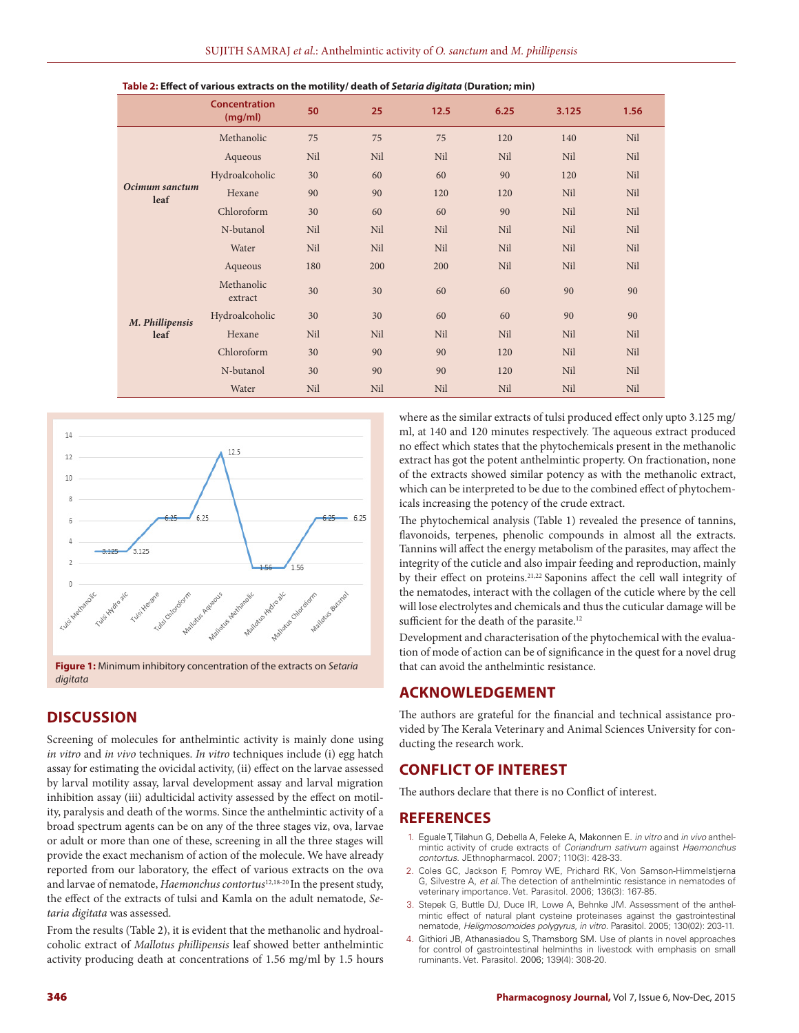**Table 2: Effect of various extracts on the motility/ death of *Setaria digitata* (Duration; min)**

| | Concentration (mg/ml) | 50 | 25 | 12.5 | 6.25 | 3.125 | 1.56 |
|---|---|---|---|---|---|---|---|
| ***Ocimum sanctum* leaf** | Methanolic | 75 | 75 | 75 | 120 | 140 | Nil |
| | Aqueous | Nil | Nil | Nil | Nil | Nil | Nil |
| | Hydroalcoholic | 30 | 60 | 60 | 90 | 120 | Nil |
| | Hexane | 90 | 90 | 120 | 120 | Nil | Nil |
| | Chloroform | 30 | 60 | 60 | 90 | Nil | Nil |
| | N-butanol | Nil | Nil | Nil | Nil | Nil | Nil |
| | Water | Nil | Nil | Nil | Nil | Nil | Nil |
| ***M. Phillipensis* leaf** | Aqueous | 180 | 200 | 200 | Nil | Nil | Nil |
| | Methanolic extract | 30 | 30 | 60 | 60 | 90 | 90 |
| | Hydroalcoholic | 30 | 30 | 60 | 60 | 90 | 90 |
| | Hexane | Nil | Nil | Nil | Nil | Nil | Nil |
| | Chloroform | 30 | 90 | 90 | 120 | Nil | Nil |
| | N-butanol | 30 | 90 | 90 | 120 | Nil | Nil |
| | Water | Nil | Nil | Nil | Nil | Nil | Nil |

**Figure 1:** Minimum inhibitory concentration of the extracts on *Setaria digitata*

## DISCUSSION

Screening of molecules for anthelmintic activity is mainly done using *in vitro* and *in vivo* techniques. *In vitro* techniques include (i) egg hatch assay for estimating the ovicidal activity, (ii) effect on the larvae assessed by larval motility assay, larval development assay and larval migration inhibition assay (iii) adulticidal activity assessed by the effect on motility, paralysis and death of the worms. Since the anthelmintic activity of a broad spectrum agents can be on any of the three stages viz, ova, larvae or adult or more than one of these, screening in all the three stages will provide the exact mechanism of action of the molecule. We have already reported from our laboratory, the effect of various extracts on the ova and larvae of nematode, *Haemonchus contortus*[12,18-20] In the present study, the effect of the extracts of tulsi and Kamla on the adult nematode, *Setaria digitata* was assessed.

From the results (Table 2), it is evident that the methanolic and hydroalcoholic extract of *Mallotus phillipensis* leaf showed better anthelmintic activity producing death at concentrations of 1.56 mg/ml by 1.5 hours where as the similar extracts of tulsi produced effect only upto 3.125 mg/ml, at 140 and 120 minutes respectively. The aqueous extract produced no effect which states that the phytochemicals present in the methanolic extract has got the potent anthelmintic property. On fractionation, none of the extracts showed similar potency as with the methanolic extract, which can be interpreted to be due to the combined effect of phytochemicals increasing the potency of the crude extract.

The phytochemical analysis (Table 1) revealed the presence of tannins, flavonoids, terpenes, phenolic compounds in almost all the extracts. Tannins will affect the energy metabolism of the parasites, may affect the integrity of the cuticle and also impair feeding and reproduction, mainly by their effect on proteins.[21,22] Saponins affect the cell wall integrity of the nematodes, interact with the collagen of the cuticle where by the cell will lose electrolytes and chemicals and thus the cuticular damage will be sufficient for the death of the parasite.[12]

Development and characterisation of the phytochemical with the evaluation of mode of action can be of significance in the quest for a novel drug that can avoid the anthelmintic resistance.

## ACKNOWLEDGEMENT

The authors are grateful for the financial and technical assistance provided by The Kerala Veterinary and Animal Sciences University for conducting the research work.

## CONFLICT OF INTEREST

The authors declare that there is no Conflict of interest.

## REFERENCES

1. Eguale T, Tilahun G, Debella A, Feleke A, Makonnen E. *in vitro* and *in vivo* anthelmintic activity of crude extracts of *Coriandrum sativum* against *Haemonchus contortus*. JEthnopharmacol. 2007; 110(3): 428-33.
2. Coles GC, Jackson F, Pomroy WE, Prichard RK, Von Samson-Himmelstjerna G, Silvestre A, *et al.* The detection of anthelmintic resistance in nematodes of veterinary importance. Vet. Parasitol. 2006; 136(3): 167-85.
3. Stepek G, Buttle DJ, Duce IR, Lowe A, Behnke JM. Assessment of the anthelmintic effect of natural plant cysteine proteinases against the gastrointestinal nematode, *Heligmosomoides polygyrus, in vitro*. Parasitol. 2005; 130(02): 203-11.
4. Githiori JB, Athanasiadou S, Thamsborg SM. Use of plants in novel approaches for control of gastrointestinal helminths in livestock with emphasis on small ruminants. Vet. Parasitol. 2006; 139(4): 308-20.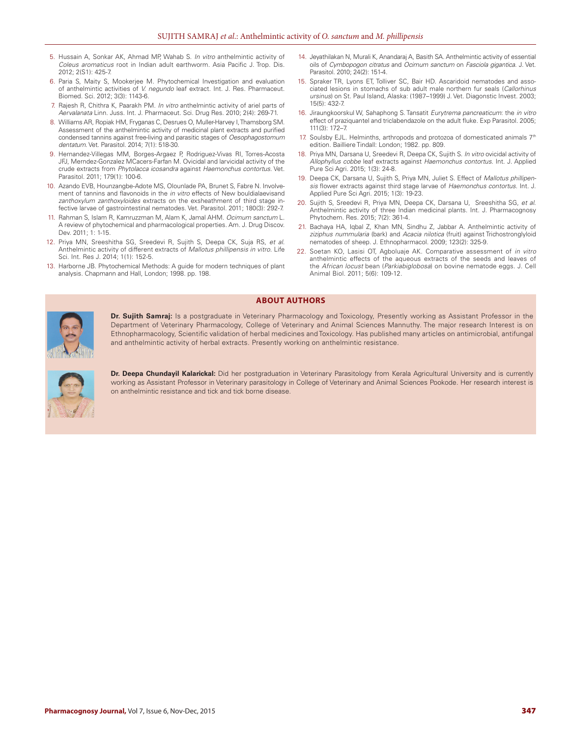5. Hussain A, Sonkar AK, Ahmad MP, Wahab S. *In vitro* anthelmintic activity of *Coleus aromaticus* root in Indian adult earthworm. Asia Pacific J. Trop. Dis. 2012; 2(S1): 425-7.
6. Paria S, Maity S, Mookerjee M. Phytochemical Investigation and evaluation of anthelmintic activities of *V. negundo* leaf extract. Int. J. Res. Pharmaceut. Biomed. Sci. 2012; 3(3): 1143-6.
7. Rajesh R, Chithra K, Paarakh PM. *In vitro* anthelmintic activity of ariel parts of *Aervalanata* Linn. Juss. Int. J. Pharmaceut. Sci. Drug Res. 2010; 2(4): 269-71.
8. Williams AR, Ropiak HM, Fryganas C, Desrues O, Muller-Harvey I, Thamsborg SM. Assessment of the anthelmintic activity of medicinal plant extracts and purified condensed tannins against free-living and parasitic stages of *Oesophagostomum dentatum*. Vet. Parasitol. 2014; 7(1): 518-30.
9. Hernandez-Villegas MM, Borges-Argaez P, Rodriguez-Vivas RI, Torres-Acosta JFJ, Merndez-Gonzalez MCacers-Farfan M. Ovicidal and larvicidal activity of the crude extracts from *Phytolacca icosandra* against *Haemonchus contortus*. Vet. Parasitol. 2011; 179(1): 100-6.
10. Azando EVB, Hounzangbe-Adote MS, Olounlade PA, Brunet S, Fabre N. Involvement of tannins and flavonoids in the *in vitro* effects of New bouldialaevisand *zanthoxylum zanthoxyloides* extracts on the exsheathment of third stage infective larvae of gastrointestinal nematodes. Vet. Parasitol. 2011; 180(3): 292-7.
11. Rahman S, Islam R, Kamruzzman M, Alam K, Jamal AHM. *Ocimum sanctum* L. A review of phytochemical and pharmacological properties. Am. J. Drug Discov. Dev. 2011; 1: 1-15.
12. Priya MN, Sreeshitha SG, Sreedevi R, Sujith S, Deepa CK, Suja RS, *et al*. Anthelmintic activity of different extracts of *Mallotus phillipensis in vitro*. Life Sci. Int. Res J. 2014; 1(1): 152-5.
13. Harborne JB. Phytochemical Methods: A guide for modern techniques of plant analysis. Chapmann and Hall, London; 1998. pp. 198.
14. Jeyathilakan N, Murali K, Anandaraj A, Basith SA. Anthelmintic activity of essential oils of *Cymbopogon citratus* and *Ocimum sanctum* on *Fasciola gigantica*. J. Vet. Parasitol. 2010; 24(2): 151-4.
15. Spraker TR, Lyons ET, Tolliver SC, Bair HD. Ascaridoid nematodes and associated lesions in stomachs of sub adult male northern fur seals (*Callorhinus ursinus*) on St. Paul Island, Alaska: (1987–1999) J. Vet. Diagonstic Invest. 2003; 15(5): 432-7.
16. Jiraungkoorskul W, Sahaphong S. Tansatit *Eurytrema pancreaticum*: the *in vitro* effect of praziquantel and triclabendazole on the adult fluke. Exp Parasitol. 2005; 111(3): 172–7.
17. Soulsby EJL. Helminths, arthropods and protozoa of domesticated animals 7th edition. Bailliere Tindall: London; 1982. pp. 809.
18. Priya MN, Darsana U, Sreedevi R, Deepa CK, Sujith S. *In vitro* ovicidal activity of *Allophyllus cobbe* leaf extracts against *Haemonchus contortus*. Int. J. Applied Pure Sci Agri. 2015; 1(3): 24-8.
19. Deepa CK, Darsana U, Sujith S, Priya MN, Juliet S. Effect of *Mallotus phillipensis* flower extracts against third stage larvae of *Haemonchus contortus*. Int. J. Applied Pure Sci Agri. 2015; 1(3): 19-23.
20. Sujith S, Sreedevi R, Priya MN, Deepa CK, Darsana U, Sreeshitha SG, *et al.* Anthelmintic activity of three Indian medicinal plants. Int. J. Pharmacognosy Phytochem. Res. 2015; 7(2): 361-4.
21. Bachaya HA, Iqbal Z, Khan MN, Sindhu Z, Jabbar A. Anthelmintic activity of *ziziphus nummularia* (bark) and *Acacia nilotica* (fruit) against Trichostronglyloid nematodes of sheep. J. Ethnopharmacol. 2009; 123(2): 325-9.
22. Soetan KO, Lasisi OT, Agboluaje AK. Comparative assessment of *in vitro* anthelmintic effects of the aqueous extracts of the seeds and leaves of the *African locust* bean (*Parkiabiglobosa*) on bovine nematode eggs. J. Cell Animal Biol. 2011; 5(6): 109-12.

## ABOUT AUTHORS

**Dr. Sujith Samraj:** Is a postgraduate in Veterinary Pharmacology and Toxicology, Presently working as Assistant Professor in the Department of Veterinary Pharmacology, College of Veterinary and Animal Sciences Mannuthy. The major research Interest is on Ethnopharmacology, Scientific validation of herbal medicines and Toxicology. Has published many articles on antimicrobial, antifungal and anthelmintic activity of herbal extracts. Presently working on anthelmintic resistance.

**Dr. Deepa Chundayil Kalarickal:** Did her postgraduation in Veterinary Parasitology from Kerala Agricultural University and is currently working as Assistant Professor in Veterinary parasitology in College of Veterinary and Animal Sciences Pookode. Her research interest is on anthelmintic resistance and tick and tick borne disease.